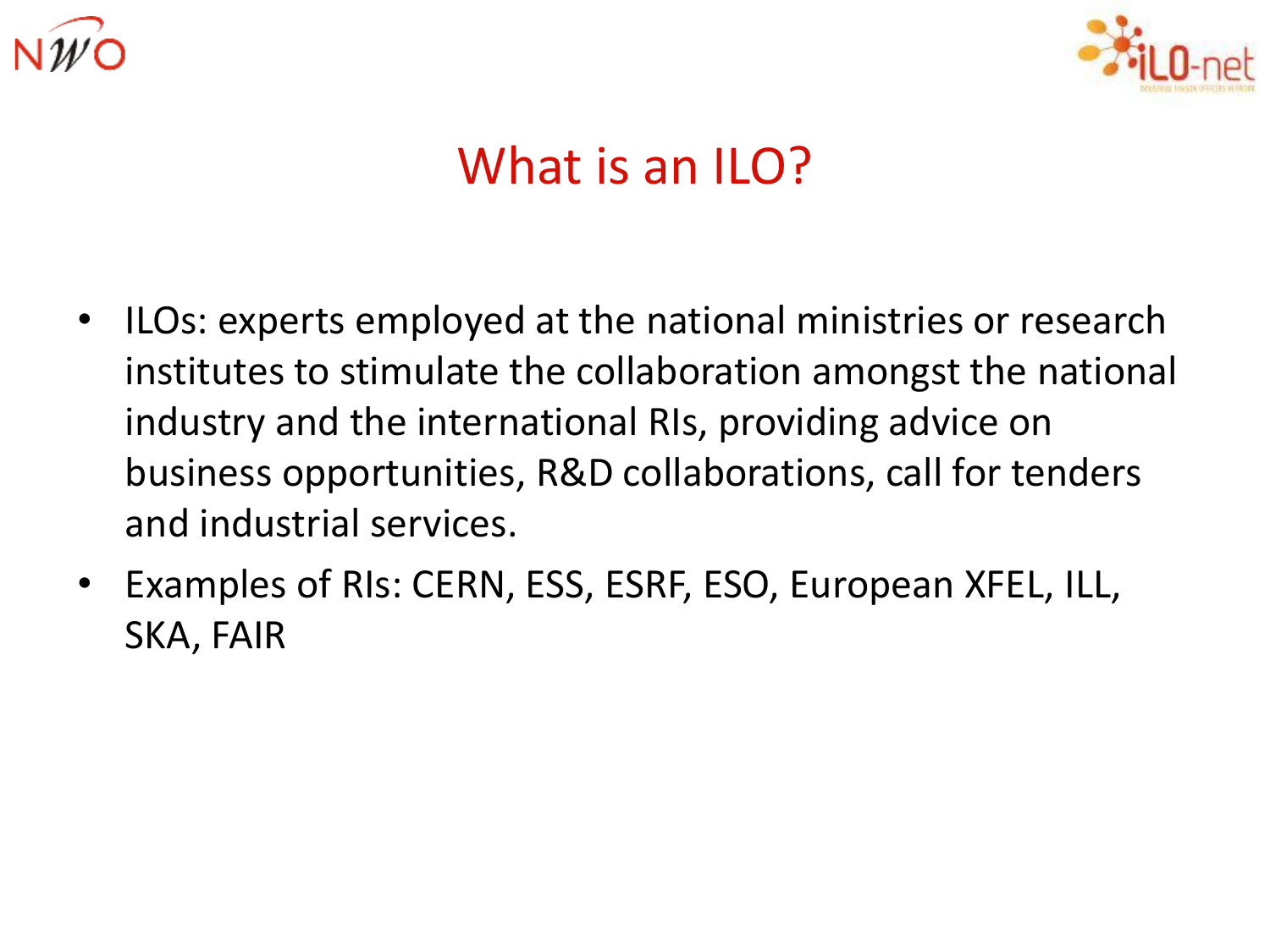# What is an ILO?

- ILOs: experts employed at the national ministries or research institutes to stimulate the collaboration amongst the national industry and the international RIs, providing advice on business opportunities, R&D collaborations, call for tenders and industrial services.
- Examples of RIs: CERN, ESS, ESRF, ESO, European XFEL, ILL, SKA, FAIR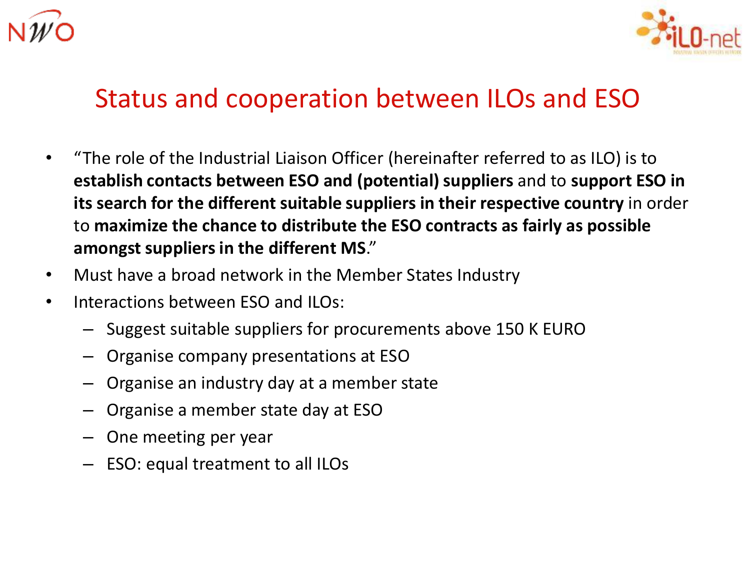# Status and cooperation between ILOs and ESO

- "The role of the Industrial Liaison Officer (hereinafter referred to as ILO) is to **establish contacts between ESO and (potential) suppliers** and to **support ESO in its search for the different suitable suppliers in their respective country** in order to **maximize the chance to distribute the ESO contracts as fairly as possible amongst suppliers in the different MS**."
- Must have a broad network in the Member States Industry
- Interactions between ESO and ILOs:
  - Suggest suitable suppliers for procurements above 150 K EURO
  - Organise company presentations at ESO
  - Organise an industry day at a member state
  - Organise a member state day at ESO
  - One meeting per year
  - ESO: equal treatment to all ILOs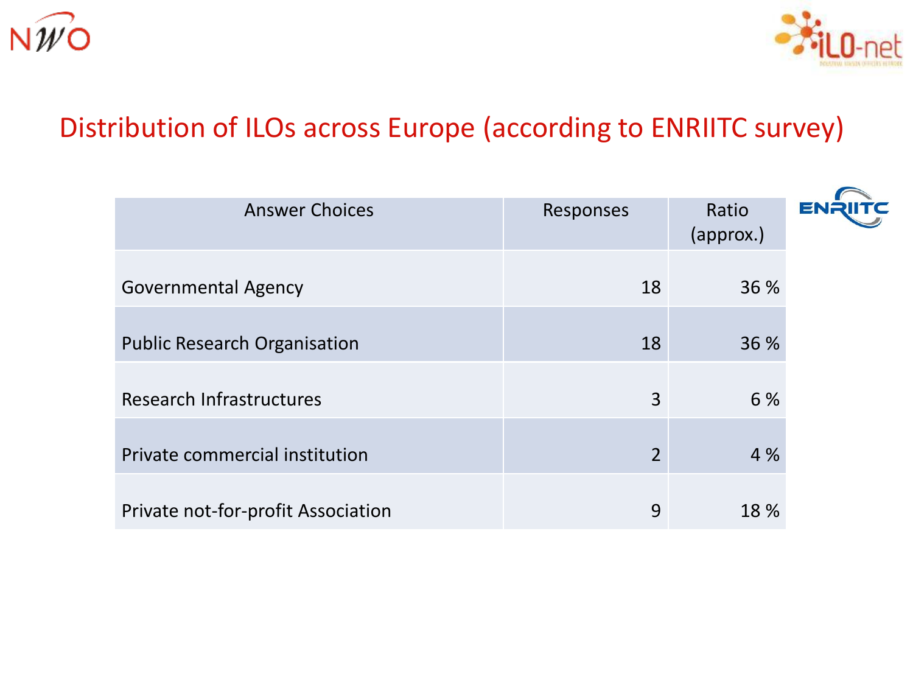## Distribution of ILOs across Europe (according to ENRIITC survey)

| Answer Choices | Responses | Ratio (approx.) |
|---|---|---|
| Governmental Agency | 18 | 36 % |
| Public Research Organisation | 18 | 36 % |
| Research Infrastructures | 3 | 6 % |
| Private commercial institution | 2 | 4 % |
| Private not-for-profit Association | 9 | 18 % |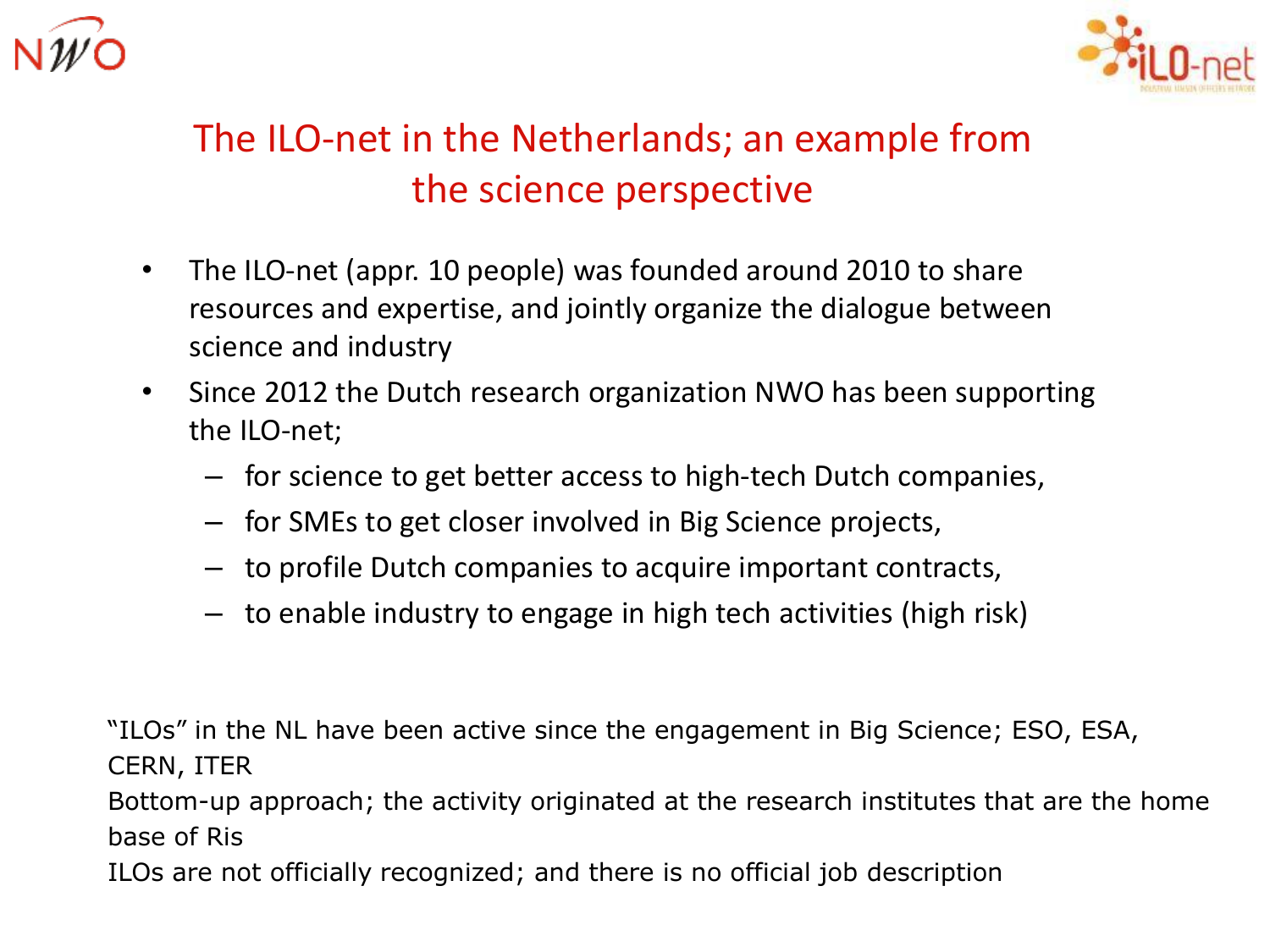# The ILO-net in the Netherlands; an example from the science perspective

- The ILO-net (appr. 10 people) was founded around 2010 to share resources and expertise, and jointly organize the dialogue between science and industry
- Since 2012 the Dutch research organization NWO has been supporting the ILO-net;
  - for science to get better access to high-tech Dutch companies,
  - for SMEs to get closer involved in Big Science projects,
  - to profile Dutch companies to acquire important contracts,
  - to enable industry to engage in high tech activities (high risk)

"ILOs" in the NL have been active since the engagement in Big Science; ESO, ESA, CERN, ITER

Bottom-up approach; the activity originated at the research institutes that are the home base of Ris

ILOs are not officially recognized; and there is no official job description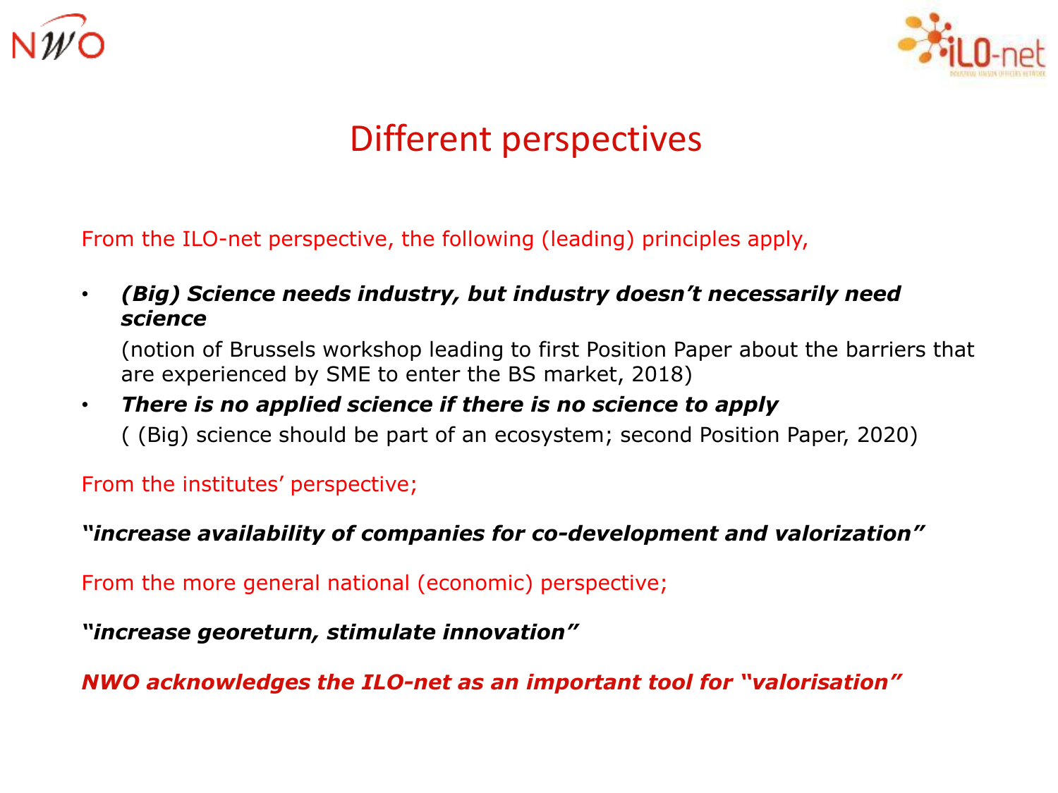# Different perspectives

From the ILO-net perspective, the following (leading) principles apply,

- ***(Big) Science needs industry, but industry doesn't necessarily need science***

  (notion of Brussels workshop leading to first Position Paper about the barriers that are experienced by SME to enter the BS market, 2018)

- ***There is no applied science if there is no science to apply***

  ( (Big) science should be part of an ecosystem; second Position Paper, 2020)

From the institutes' perspective;

***"increase availability of companies for co-development and valorization"***

From the more general national (economic) perspective;

***"increase georeturn, stimulate innovation"***

***NWO acknowledges the ILO-net as an important tool for "valorisation"***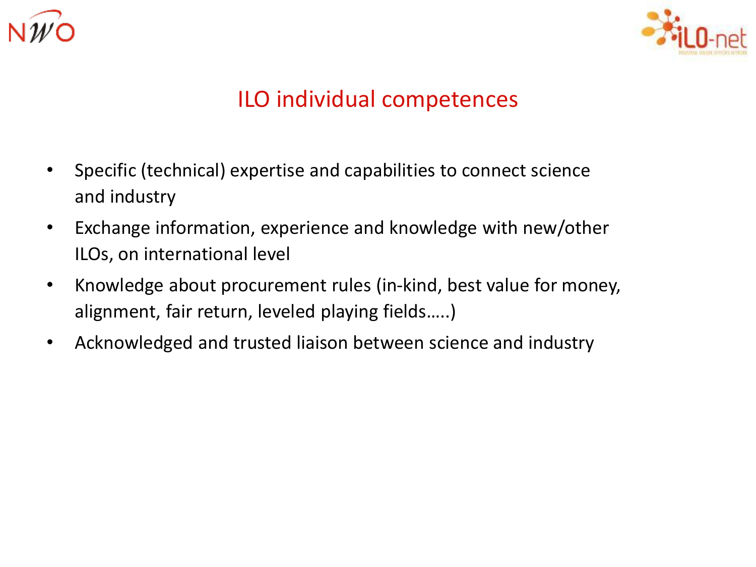# ILO individual competences

- Specific (technical) expertise and capabilities to connect science and industry
- Exchange information, experience and knowledge with new/other ILOs, on international level
- Knowledge about procurement rules (in-kind, best value for money, alignment, fair return, leveled playing fields…..)
- Acknowledged and trusted liaison between science and industry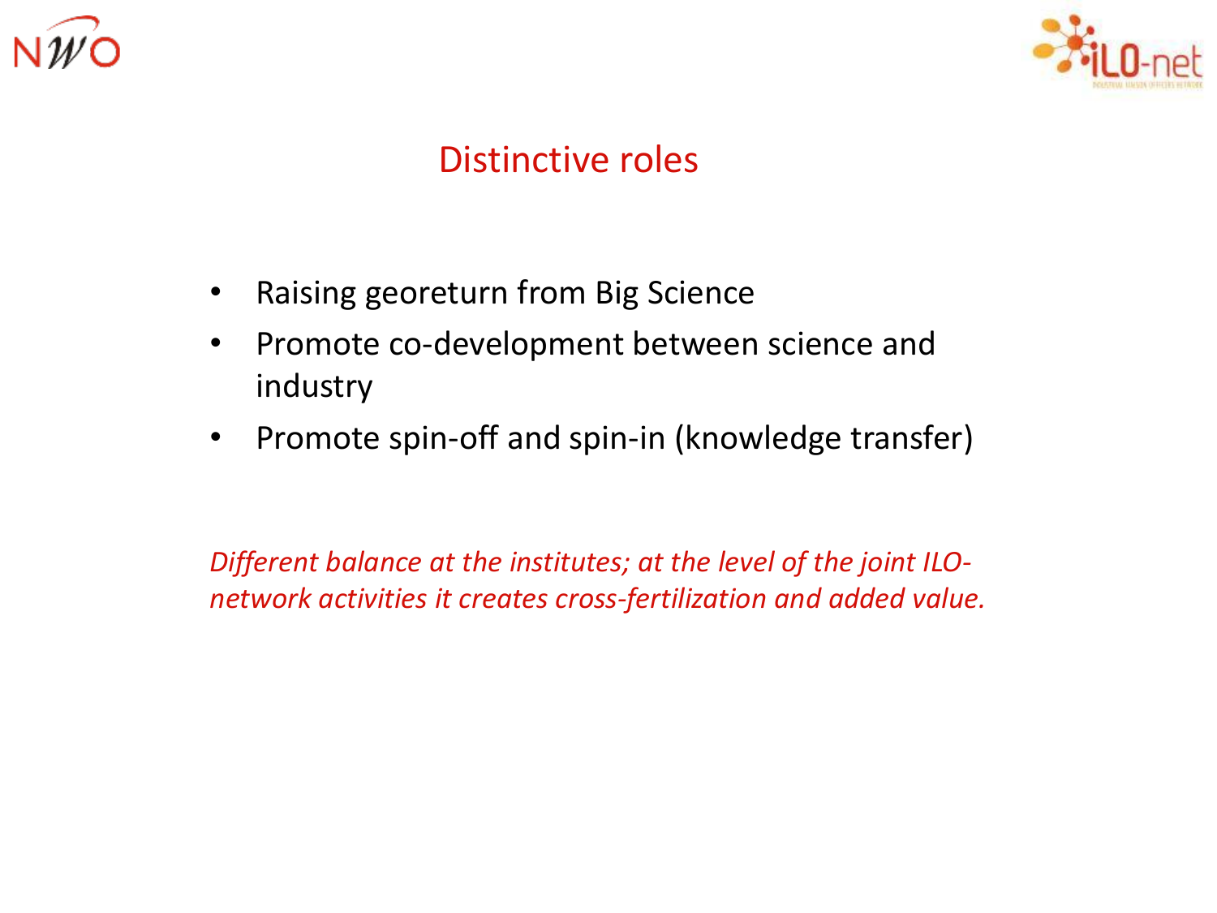# Distinctive roles

- Raising georeturn from Big Science
- Promote co-development between science and industry
- Promote spin-off and spin-in (knowledge transfer)

*Different balance at the institutes; at the level of the joint ILO-network activities it creates cross-fertilization and added value.*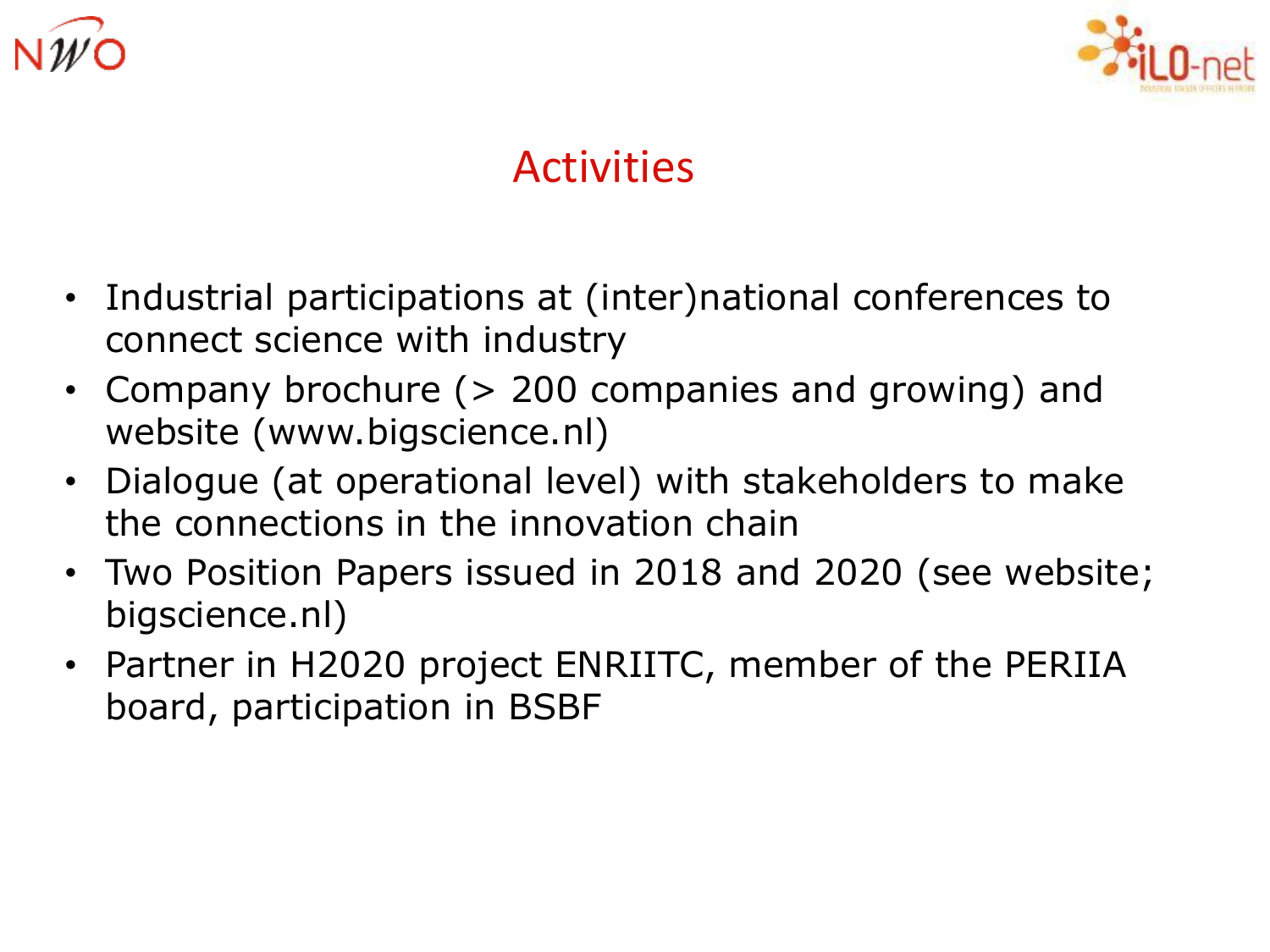# Activities

- Industrial participations at (inter)national conferences to connect science with industry
- Company brochure (> 200 companies and growing) and website (www.bigscience.nl)
- Dialogue (at operational level) with stakeholders to make the connections in the innovation chain
- Two Position Papers issued in 2018 and 2020 (see website; bigscience.nl)
- Partner in H2020 project ENRIITC, member of the PERIIA board, participation in BSBF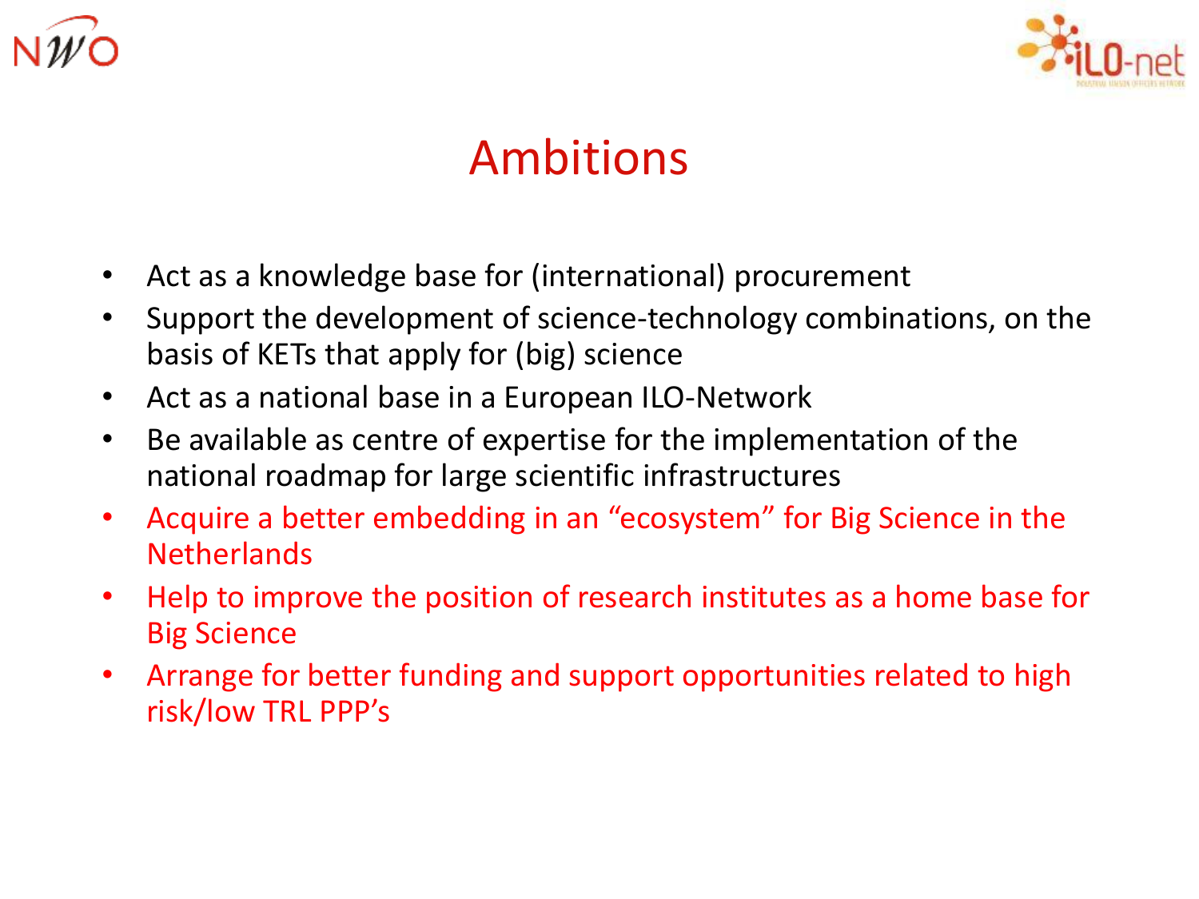# Ambitions

- Act as a knowledge base for (international) procurement
- Support the development of science-technology combinations, on the basis of KETs that apply for (big) science
- Act as a national base in a European ILO-Network
- Be available as centre of expertise for the implementation of the national roadmap for large scientific infrastructures
- Acquire a better embedding in an "ecosystem" for Big Science in the Netherlands
- Help to improve the position of research institutes as a home base for Big Science
- Arrange for better funding and support opportunities related to high risk/low TRL PPP's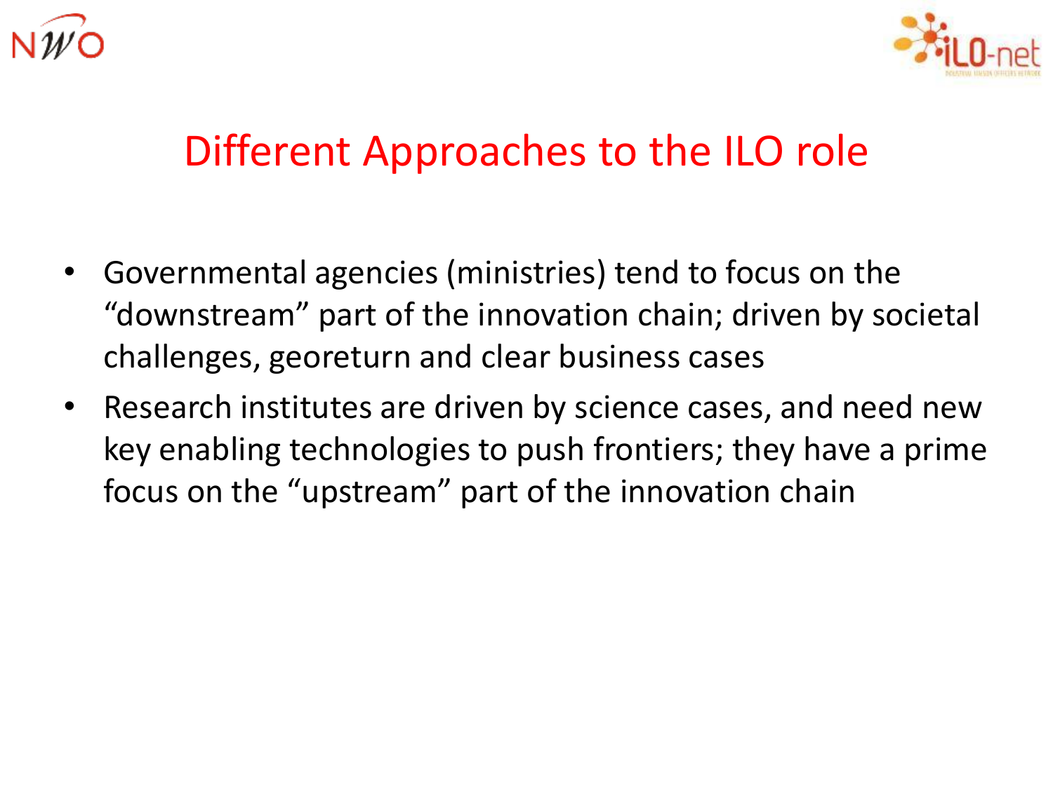# Different Approaches to the ILO role

- Governmental agencies (ministries) tend to focus on the "downstream" part of the innovation chain; driven by societal challenges, georeturn and clear business cases
- Research institutes are driven by science cases, and need new key enabling technologies to push frontiers; they have a prime focus on the "upstream" part of the innovation chain